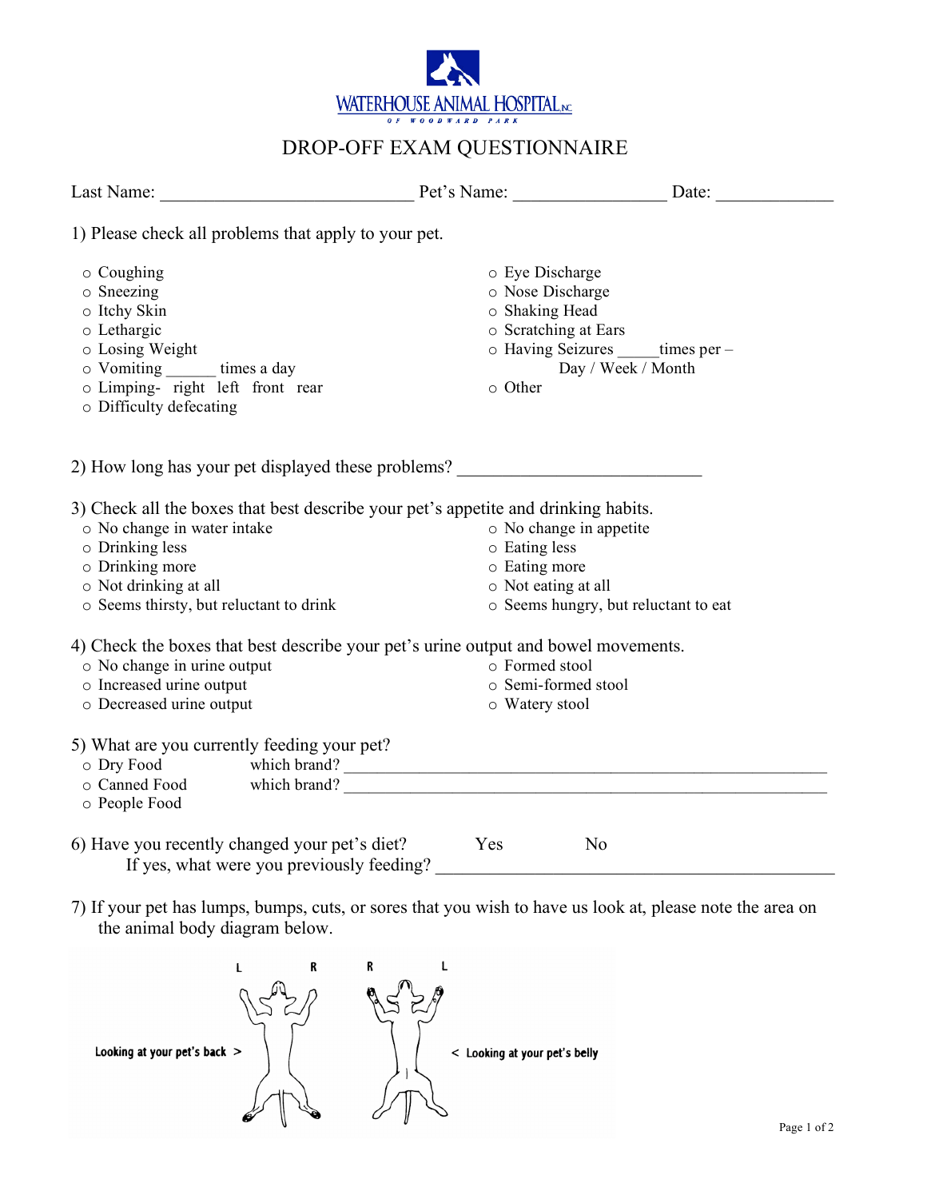WATERHOUSE ANIMAL HOSPITAL INC

OF WOODWARD PARK

# DROP-OFF EXAM QUESTIONNAIRE

Last Name: ___________________________ Pet's Name: ________________ Date: ____________

1) Please check all problems that apply to your pet.

- ○ Coughing
- ○ Sneezing
- ○ Itchy Skin
- ○ Lethargic
- ○ Losing Weight
- ○ Vomiting ______ times a day
- ○ Limping- right left front rear
- ○ Difficulty defecating
- ○ Eye Discharge
- ○ Nose Discharge
- ○ Shaking Head
- ○ Scratching at Ears
- ○ Having Seizures _____times per – Day / Week / Month
- ○ Other

2) How long has your pet displayed these problems? ___________________________

3) Check all the boxes that best describe your pet's appetite and drinking habits.

- ○ No change in water intake
- ○ Drinking less
- ○ Drinking more
- ○ Not drinking at all
- ○ Seems thirsty, but reluctant to drink
- ○ No change in appetite
- ○ Eating less
- ○ Eating more
- ○ Not eating at all
- ○ Seems hungry, but reluctant to eat

4) Check the boxes that best describe your pet's urine output and bowel movements.

- ○ No change in urine output
- ○ Increased urine output
- ○ Decreased urine output
- ○ Formed stool
- ○ Semi-formed stool
- ○ Watery stool

5) What are you currently feeding your pet?

- ○ Dry Food which brand? ____________________________________________________
- ○ Canned Food which brand? ____________________________________________________
- ○ People Food

6) Have you recently changed your pet's diet? Yes No

If yes, what were you previously feeding? ____________________________________________

7) If your pet has lumps, bumps, cuts, or sores that you wish to have us look at, please note the area on the animal body diagram below.

L R R L

Looking at your pet's back > < Looking at your pet's belly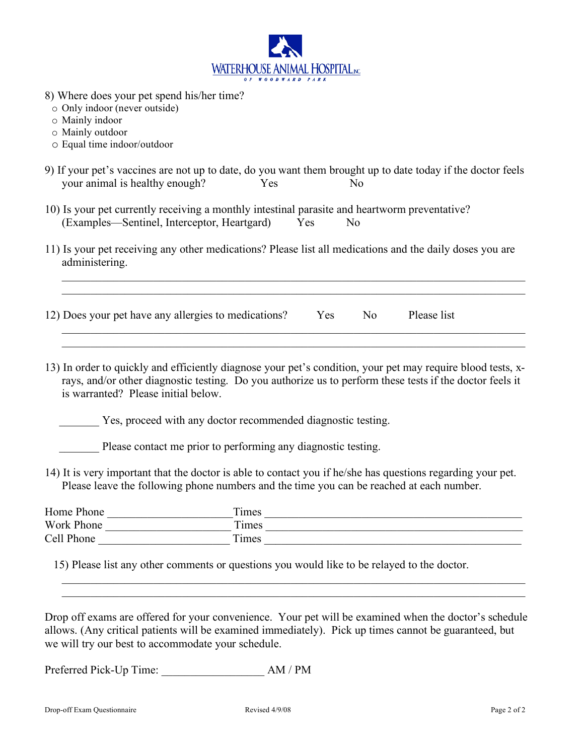WATERHOUSE ANIMAL HOSPITAL INC
OF WOODWARD PARK

8) Where does your pet spend his/her time?
- ○ Only indoor (never outside)
- ○ Mainly indoor
- ○ Mainly outdoor
- ○ Equal time indoor/outdoor

9) If your pet's vaccines are not up to date, do you want them brought up to date today if the doctor feels your animal is healthy enough? Yes No

10) Is your pet currently receiving a monthly intestinal parasite and heartworm preventative? (Examples—Sentinel, Interceptor, Heartgard) Yes No

11) Is your pet receiving any other medications? Please list all medications and the daily doses you are administering.

_______________________________________________________________________________

_______________________________________________________________________________

12) Does your pet have any allergies to medications? Yes No Please list

_______________________________________________________________________________

_______________________________________________________________________________

13) In order to quickly and efficiently diagnose your pet's condition, your pet may require blood tests, x-rays, and/or other diagnostic testing. Do you authorize us to perform these tests if the doctor feels it is warranted? Please initial below.

_______ Yes, proceed with any doctor recommended diagnostic testing.

_______ Please contact me prior to performing any diagnostic testing.

14) It is very important that the doctor is able to contact you if he/she has questions regarding your pet. Please leave the following phone numbers and the time you can be reached at each number.

Home Phone _____________________ Times _____________________________________________

Work Phone _____________________ Times _____________________________________________

Cell Phone ______________________ Times _____________________________________________

15) Please list any other comments or questions you would like to be relayed to the doctor.

_______________________________________________________________________________

_______________________________________________________________________________

Drop off exams are offered for your convenience. Your pet will be examined when the doctor's schedule allows. (Any critical patients will be examined immediately). Pick up times cannot be guaranteed, but we will try our best to accommodate your schedule.

Preferred Pick-Up Time: _________________ AM / PM

Drop-off Exam Questionnaire Revised 4/9/08